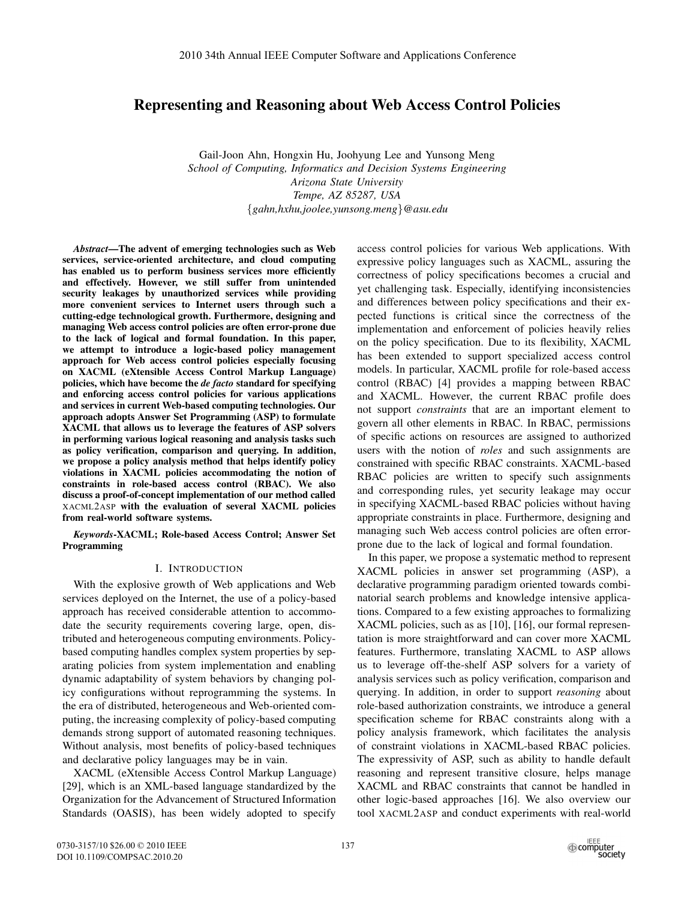# Representing and Reasoning about Web Access Control Policies

Gail-Joon Ahn, Hongxin Hu, Joohyung Lee and Yunsong Meng

*School of Computing, Informatics and Decision Systems Engineering*
*Arizona State University*
*Tempe, AZ 85287, USA*
{*gahn,hxhu,joolee,yunsong.meng*}*@asu.edu*

***Abstract*—The advent of emerging technologies such as Web services, service-oriented architecture, and cloud computing has enabled us to perform business services more efficiently and effectively. However, we still suffer from unintended security leakages by unauthorized services while providing more convenient services to Internet users through such a cutting-edge technological growth. Furthermore, designing and managing Web access control policies are often error-prone due to the lack of logical and formal foundation. In this paper, we attempt to introduce a logic-based policy management approach for Web access control policies especially focusing on XACML (eXtensible Access Control Markup Language) policies, which have become the *de facto* standard for specifying and enforcing access control policies for various applications and services in current Web-based computing technologies. Our approach adopts Answer Set Programming (ASP) to formulate XACML that allows us to leverage the features of ASP solvers in performing various logical reasoning and analysis tasks such as policy verification, comparison and querying. In addition, we propose a policy analysis method that helps identify policy violations in XACML policies accommodating the notion of constraints in role-based access control (RBAC). We also discuss a proof-of-concept implementation of our method called XACML2ASP with the evaluation of several XACML policies from real-world software systems.**

***Keywords*-XACML; Role-based Access Control; Answer Set Programming**

## I. Introduction

With the explosive growth of Web applications and Web services deployed on the Internet, the use of a policy-based approach has received considerable attention to accommodate the security requirements covering large, open, distributed and heterogeneous computing environments. Policy-based computing handles complex system properties by separating policies from system implementation and enabling dynamic adaptability of system behaviors by changing policy configurations without reprogramming the systems. In the era of distributed, heterogeneous and Web-oriented computing, the increasing complexity of policy-based computing demands strong support of automated reasoning techniques. Without analysis, most benefits of policy-based techniques and declarative policy languages may be in vain.

XACML (eXtensible Access Control Markup Language) [29], which is an XML-based language standardized by the Organization for the Advancement of Structured Information Standards (OASIS), has been widely adopted to specify access control policies for various Web applications. With expressive policy languages such as XACML, assuring the correctness of policy specifications becomes a crucial and yet challenging task. Especially, identifying inconsistencies and differences between policy specifications and their expected functions is critical since the correctness of the implementation and enforcement of policies heavily relies on the policy specification. Due to its flexibility, XACML has been extended to support specialized access control models. In particular, XACML profile for role-based access control (RBAC) [4] provides a mapping between RBAC and XACML. However, the current RBAC profile does not support *constraints* that are an important element to govern all other elements in RBAC. In RBAC, permissions of specific actions on resources are assigned to authorized users with the notion of *roles* and such assignments are constrained with specific RBAC constraints. XACML-based RBAC policies are written to specify such assignments and corresponding rules, yet security leakage may occur in specifying XACML-based RBAC policies without having appropriate constraints in place. Furthermore, designing and managing such Web access control policies are often error-prone due to the lack of logical and formal foundation.

In this paper, we propose a systematic method to represent XACML policies in answer set programming (ASP), a declarative programming paradigm oriented towards combinatorial search problems and knowledge intensive applications. Compared to a few existing approaches to formalizing XACML policies, such as as [10], [16], our formal representation is more straightforward and can cover more XACML features. Furthermore, translating XACML to ASP allows us to leverage off-the-shelf ASP solvers for a variety of analysis services such as policy verification, comparison and querying. In addition, in order to support *reasoning* about role-based authorization constraints, we introduce a general specification scheme for RBAC constraints along with a policy analysis framework, which facilitates the analysis of constraint violations in XACML-based RBAC policies. The expressivity of ASP, such as ability to handle default reasoning and represent transitive closure, helps manage XACML and RBAC constraints that cannot be handled in other logic-based approaches [16]. We also overview our tool XACML2ASP and conduct experiments with real-world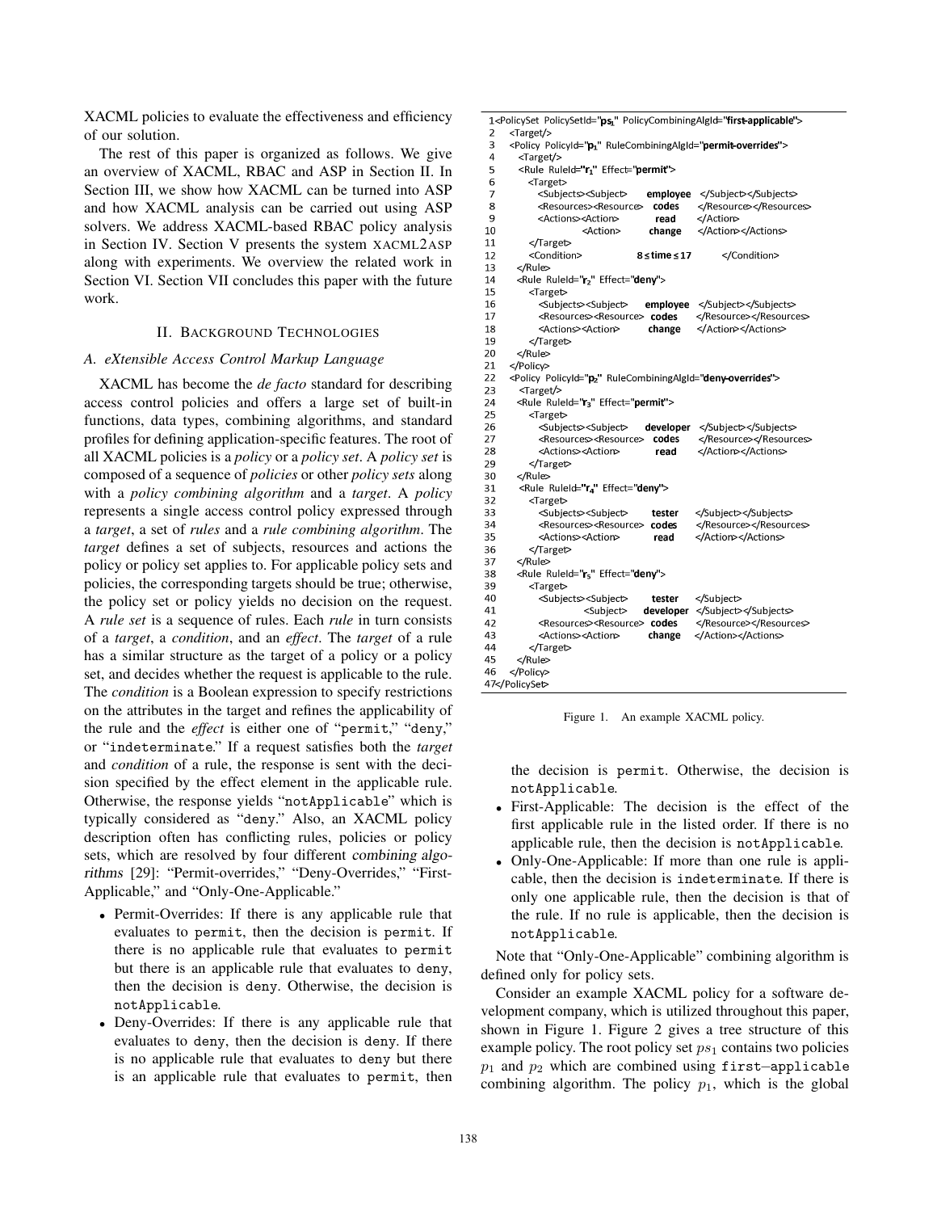XACML policies to evaluate the effectiveness and efficiency of our solution.

The rest of this paper is organized as follows. We give an overview of XACML, RBAC and ASP in Section II. In Section III, we show how XACML can be turned into ASP and how XACML analysis can be carried out using ASP solvers. We address XACML-based RBAC policy analysis in Section IV. Section V presents the system XACML2ASP along with experiments. We overview the related work in Section VI. Section VII concludes this paper with the future work.

## II. Background Technologies

### A. eXtensible Access Control Markup Language

XACML has become the *de facto* standard for describing access control policies and offers a large set of built-in functions, data types, combining algorithms, and standard profiles for defining application-specific features. The root of all XACML policies is a *policy* or a *policy set*. A *policy set* is composed of a sequence of *policies* or other *policy sets* along with a *policy combining algorithm* and a *target*. A *policy* represents a single access control policy expressed through a *target*, a set of *rules* and a *rule combining algorithm*. The *target* defines a set of subjects, resources and actions the policy or policy set applies to. For applicable policy sets and policies, the corresponding targets should be true; otherwise, the policy set or policy yields no decision on the request. A *rule set* is a sequence of rules. Each *rule* in turn consists of a *target*, a *condition*, and an *effect*. The *target* of a rule has a similar structure as the target of a policy or a policy set, and decides whether the request is applicable to the rule. The *condition* is a Boolean expression to specify restrictions on the attributes in the target and refines the applicability of the rule and the *effect* is either one of "permit," "deny," or "indeterminate." If a request satisfies both the *target* and *condition* of a rule, the response is sent with the decision specified by the effect element in the applicable rule. Otherwise, the response yields "notApplicable" which is typically considered as "deny." Also, an XACML policy description often has conflicting rules, policies or policy sets, which are resolved by four different *combining algorithms* [29]: "Permit-overrides," "Deny-Overrides," "First-Applicable," and "Only-One-Applicable."

- Permit-Overrides: If there is any applicable rule that evaluates to permit, then the decision is permit. If there is no applicable rule that evaluates to permit but there is an applicable rule that evaluates to deny, then the decision is deny. Otherwise, the decision is notApplicable.
- Deny-Overrides: If there is any applicable rule that evaluates to deny, then the decision is deny. If there is no applicable rule that evaluates to deny but there is an applicable rule that evaluates to permit, then the decision is permit. Otherwise, the decision is notApplicable.
- First-Applicable: The decision is the effect of the first applicable rule in the listed order. If there is no applicable rule, then the decision is notApplicable.
- Only-One-Applicable: If more than one rule is applicable, then the decision is indeterminate. If there is only one applicable rule, then the decision is that of the rule. If no rule is applicable, then the decision is notApplicable.

Note that "Only-One-Applicable" combining algorithm is defined only for policy sets.

Consider an example XACML policy for a software development company, which is utilized throughout this paper, shown in Figure 1. Figure 2 gives a tree structure of this example policy. The root policy set $ps_1$ contains two policies $p_1$ and $p_2$ which are combined using first–applicable combining algorithm. The policy $p_1$, which is the global

```
1<PolicySet PolicySetId="ps1" PolicyCombiningAlgId="first-applicable">
2   <Target/>
3   <Policy PolicyId="p1" RuleCombiningAlgId="permit-overrides">
4     <Target/>
5     <Rule RuleId="r1" Effect="permit">
6       <Target>
7         <Subjects><Subject>     employee   </Subject></Subjects>
8         <Resources><Resource>   codes      </Resource></Resources>
9         <Actions><Action>       read       </Action>
10                 <Action>       change     </Action></Actions>
11      </Target>
12      <Condition>         8 ≤ time ≤ 17         </Condition>
13    </Rule>
14    <Rule RuleId="r2" Effect="deny">
15      <Target>
16        <Subjects><Subject>     employee   </Subject></Subjects>
17        <Resources><Resource>   codes      </Resource></Resources>
18        <Actions><Action>       change     </Action></Actions>
19      </Target>
20    </Rule>
21  </Policy>
22  <Policy PolicyId="p2" RuleCombiningAlgId="deny-overrides">
23    <Target/>
24    <Rule RuleId="r3" Effect="permit">
25      <Target>
26        <Subjects><Subject>     developer  </Subject></Subjects>
27        <Resources><Resource>   codes      </Resource></Resources>
28        <Actions><Action>       read       </Action></Actions>
29      </Target>
30    </Rule>
31    <Rule RuleId="r4" Effect="deny">
32      <Target>
33        <Subjects><Subject>     tester     </Subject></Subjects>
34        <Resources><Resource>   codes      </Resource></Resources>
35        <Actions><Action>       read       </Action></Actions>
36      </Target>
37    </Rule>
38    <Rule RuleId="r5" Effect="deny">
39      <Target>
40        <Subjects><Subject>     tester     </Subject>
41                  <Subject>     developer  </Subject></Subjects>
42        <Resources><Resource>   codes      </Resource></Resources>
43        <Actions><Action>       change     </Action></Actions>
44      </Target>
45    </Rule>
46  </Policy>
47</PolicySet>
```

Figure 1. An example XACML policy.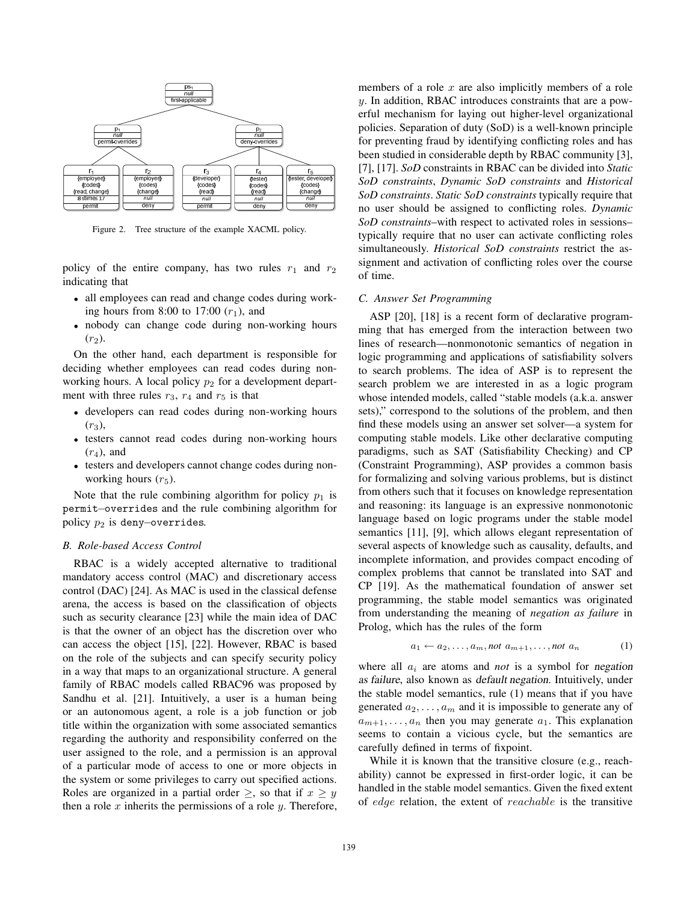Figure 2. Tree structure of the example XACML policy.

policy of the entire company, has two rules $r_1$ and $r_2$ indicating that

- all employees can read and change codes during working hours from 8:00 to 17:00 ($r_1$), and
- nobody can change code during non-working hours ($r_2$).

On the other hand, each department is responsible for deciding whether employees can read codes during non-working hours. A local policy $p_2$ for a development department with three rules $r_3$, $r_4$ and $r_5$ is that

- developers can read codes during non-working hours ($r_3$),
- testers cannot read codes during non-working hours ($r_4$), and
- testers and developers cannot change codes during non-working hours ($r_5$).

Note that the rule combining algorithm for policy $p_1$ is `permit–overrides` and the rule combining algorithm for policy $p_2$ is `deny–overrides`.

### B. Role-based Access Control

RBAC is a widely accepted alternative to traditional mandatory access control (MAC) and discretionary access control (DAC) [24]. As MAC is used in the classical defense arena, the access is based on the classification of objects such as security clearance [23] while the main idea of DAC is that the owner of an object has the discretion over who can access the object [15], [22]. However, RBAC is based on the role of the subjects and can specify security policy in a way that maps to an organizational structure. A general family of RBAC models called RBAC96 was proposed by Sandhu et al. [21]. Intuitively, a user is a human being or an autonomous agent, a role is a job function or job title within the organization with some associated semantics regarding the authority and responsibility conferred on the user assigned to the role, and a permission is an approval of a particular mode of access to one or more objects in the system or some privileges to carry out specified actions. Roles are organized in a partial order $\geq$, so that if $x \geq y$ then a role $x$ inherits the permissions of a role $y$. Therefore, members of a role $x$ are also implicitly members of a role $y$. In addition, RBAC introduces constraints that are a powerful mechanism for laying out higher-level organizational policies. Separation of duty (SoD) is a well-known principle for preventing fraud by identifying conflicting roles and has been studied in considerable depth by RBAC community [3], [7], [17]. *SoD* constraints in RBAC can be divided into *Static SoD constraints*, *Dynamic SoD constraints* and *Historical SoD constraints*. *Static SoD constraints* typically require that no user should be assigned to conflicting roles. *Dynamic SoD constraints*–with respect to activated roles in sessions–typically require that no user can activate conflicting roles simultaneously. *Historical SoD constraints* restrict the assignment and activation of conflicting roles over the course of time.

### C. Answer Set Programming

ASP [20], [18] is a recent form of declarative programming that has emerged from the interaction between two lines of research—nonmonotonic semantics of negation in logic programming and applications of satisfiability solvers to search problems. The idea of ASP is to represent the search problem we are interested in as a logic program whose intended models, called "stable models (a.k.a. answer sets)," correspond to the solutions of the problem, and then find these models using an answer set solver—a system for computing stable models. Like other declarative computing paradigms, such as SAT (Satisfiability Checking) and CP (Constraint Programming), ASP provides a common basis for formalizing and solving various problems, but is distinct from others such that it focuses on knowledge representation and reasoning: its language is an expressive nonmonotonic language based on logic programs under the stable model semantics [11], [9], which allows elegant representation of several aspects of knowledge such as causality, defaults, and incomplete information, and provides compact encoding of complex problems that cannot be translated into SAT and CP [19]. As the mathematical foundation of answer set programming, the stable model semantics was originated from understanding the meaning of *negation as failure* in Prolog, which has the rules of the form

$$a_1 \leftarrow a_2, \ldots, a_m, \textit{not } a_{m+1}, \ldots, \textit{not } a_n \qquad (1)$$

where all $a_i$ are atoms and *not* is a symbol for *negation as failure*, also known as *default negation*. Intuitively, under the stable model semantics, rule (1) means that if you have generated $a_2, \ldots, a_m$ and it is impossible to generate any of $a_{m+1}, \ldots, a_n$ then you may generate $a_1$. This explanation seems to contain a vicious cycle, but the semantics are carefully defined in terms of fixpoint.

While it is known that the transitive closure (e.g., reachability) cannot be expressed in first-order logic, it can be handled in the stable model semantics. Given the fixed extent of $edge$ relation, the extent of $reachable$ is the transitive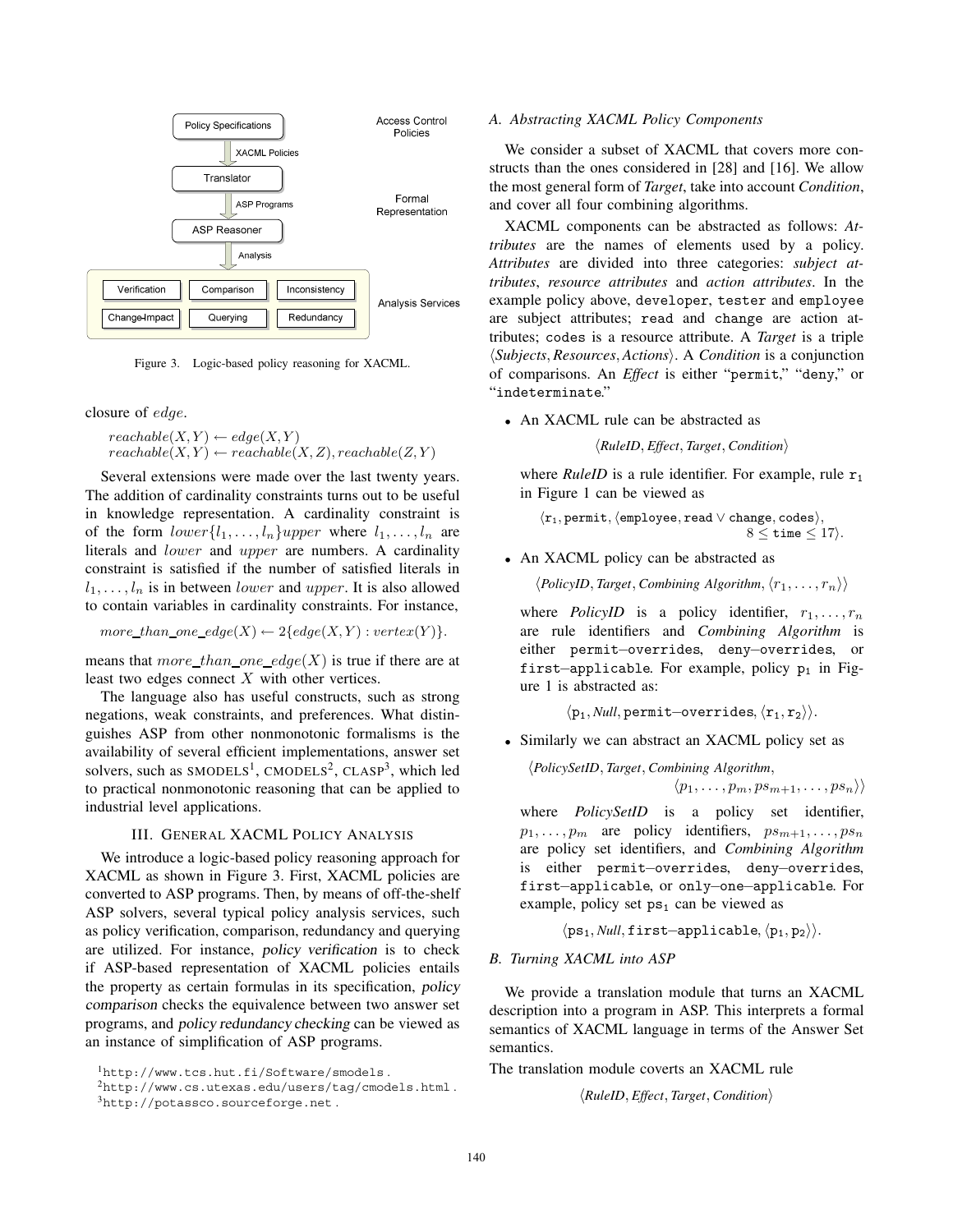Figure 3. Logic-based policy reasoning for XACML.

closure of $edge$.

$$reachable(X, Y) \leftarrow edge(X, Y)$$
$$reachable(X, Y) \leftarrow reachable(X, Z), reachable(Z, Y)$$

Several extensions were made over the last twenty years. The addition of cardinality constraints turns out to be useful in knowledge representation. A cardinality constraint is of the form $lower\{l_1, \ldots, l_n\}upper$ where $l_1, \ldots, l_n$ are literals and $lower$ and $upper$ are numbers. A cardinality constraint is satisfied if the number of satisfied literals in $l_1, \ldots, l_n$ is in between $lower$ and $upper$. It is also allowed to contain variables in cardinality constraints. For instance,

$$more\_than\_one\_edge(X) \leftarrow 2\{edge(X, Y) : vertex(Y)\}.$$

means that $more\_than\_one\_edge(X)$ is true if there are at least two edges connect $X$ with other vertices.

The language also has useful constructs, such as strong negations, weak constraints, and preferences. What distinguishes ASP from other nonmonotonic formalisms is the availability of several efficient implementations, answer set solvers, such as SMODELS[1], CMODELS[2], CLASP[3], which led to practical nonmonotonic reasoning that can be applied to industrial level applications.

## III. General XACML Policy Analysis

We introduce a logic-based policy reasoning approach for XACML as shown in Figure 3. First, XACML policies are converted to ASP programs. Then, by means of off-the-shelf ASP solvers, several typical policy analysis services, such as policy verification, comparison, redundancy and querying are utilized. For instance, *policy verification* is to check if ASP-based representation of XACML policies entails the property as certain formulas in its specification, *policy comparison* checks the equivalence between two answer set programs, and *policy redundancy checking* can be viewed as an instance of simplification of ASP programs.

[1] http://www.tcs.hut.fi/Software/smodels.

[2] http://www.cs.utexas.edu/users/tag/cmodels.html.

[3] http://potassco.sourceforge.net.

### A. Abstracting XACML Policy Components

We consider a subset of XACML that covers more constructs than the ones considered in [28] and [16]. We allow the most general form of *Target*, take into account *Condition*, and cover all four combining algorithms.

XACML components can be abstracted as follows: *Attributes* are the names of elements used by a policy. *Attributes* are divided into three categories: *subject attributes*, *resource attributes* and *action attributes*. In the example policy above, `developer`, `tester` and `employee` are subject attributes; `read` and `change` are action attributes; `codes` is a resource attribute. A *Target* is a triple $\langle Subjects, Resources, Actions \rangle$. A *Condition* is a conjunction of comparisons. An *Effect* is either "`permit`," "`deny`," or "`indeterminate`."

- An XACML rule can be abstracted as

  $$\langle RuleID, Effect, Target, Condition \rangle$$

  where *RuleID* is a rule identifier. For example, rule $\mathtt{r_1}$ in Figure 1 can be viewed as

  $$\langle \mathtt{r_1}, \mathtt{permit}, \langle \mathtt{employee}, \mathtt{read} \vee \mathtt{change}, \mathtt{codes} \rangle, 8 \leq \mathtt{time} \leq 17 \rangle.$$

- An XACML policy can be abstracted as

  $$\langle PolicyID, Target, Combining\ Algorithm, \langle r_1, \ldots, r_n \rangle \rangle$$

  where *PolicyID* is a policy identifier, $r_1, \ldots, r_n$ are rule identifiers and *Combining Algorithm* is either `permit–overrides`, `deny–overrides`, or `first–applicable`. For example, policy $\mathtt{p_1}$ in Figure 1 is abstracted as:

  $$\langle \mathtt{p_1}, Null, \mathtt{permit\text{–}overrides}, \langle \mathtt{r_1}, \mathtt{r_2} \rangle \rangle.$$

- Similarly we can abstract an XACML policy set as

  $$\langle PolicySetID, Target, Combining\ Algorithm, \langle p_1, \ldots, p_m, ps_{m+1}, \ldots, ps_n \rangle \rangle$$

  where *PolicySetID* is a policy set identifier, $p_1, \ldots, p_m$ are policy identifiers, $ps_{m+1}, \ldots, ps_n$ are policy set identifiers, and *Combining Algorithm* is either `permit–overrides`, `deny–overrides`, `first–applicable`, or `only–one–applicable`. For example, policy set $\mathtt{ps_1}$ can be viewed as

  $$\langle \mathtt{ps_1}, Null, \mathtt{first\text{–}applicable}, \langle \mathtt{p_1}, \mathtt{p_2} \rangle \rangle.$$

### B. Turning XACML into ASP

We provide a translation module that turns an XACML description into a program in ASP. This interprets a formal semantics of XACML language in terms of the Answer Set semantics.

The translation module coverts an XACML rule

$$\langle RuleID, Effect, Target, Condition \rangle$$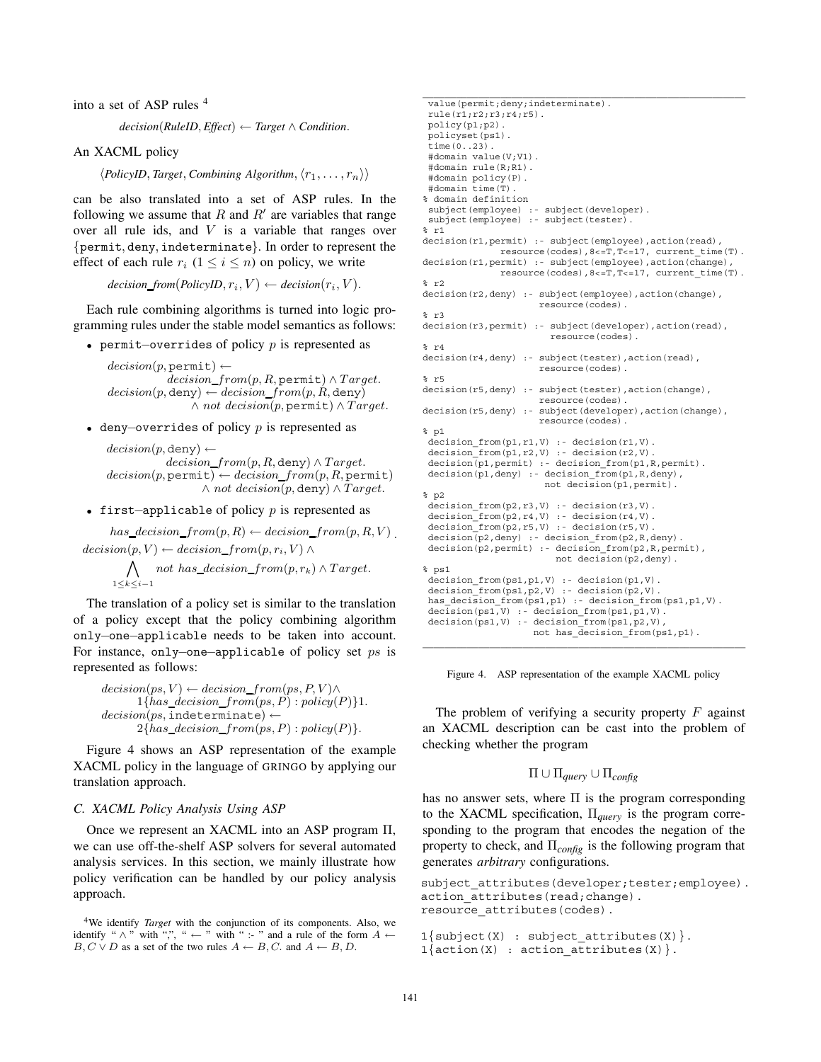into a set of ASP rules [4]

$$decision(RuleID, Effect) \leftarrow Target \wedge Condition.$$

An XACML policy

$$\langle PolicyID, Target, Combining\ Algorithm, \langle r_1, \ldots, r_n \rangle \rangle$$

can be also translated into a set of ASP rules. In the following we assume that $R$ and $R'$ are variables that range over all rule ids, and $V$ is a variable that ranges over $\{\texttt{permit}, \texttt{deny}, \texttt{indeterminate}\}$. In order to represent the effect of each rule $r_i$ $(1 \leq i \leq n)$ on policy, we write

$$decision\_from(PolicyID, r_i, V) \leftarrow decision(r_i, V).$$

Each rule combining algorithms is turned into logic programming rules under the stable model semantics as follows:

- `permit–overrides` of policy $p$ is represented as

$$decision(p, \texttt{permit}) \leftarrow decision\_from(p, R, \texttt{permit}) \wedge Target.$$
$$decision(p, \texttt{deny}) \leftarrow decision\_from(p, R, \texttt{deny}) \wedge not\ decision(p, \texttt{permit}) \wedge Target.$$

- `deny–overrides` of policy $p$ is represented as

$$decision(p, \texttt{deny}) \leftarrow decision\_from(p, R, \texttt{deny}) \wedge Target.$$
$$decision(p, \texttt{permit}) \leftarrow decision\_from(p, R, \texttt{permit}) \wedge not\ decision(p, \texttt{deny}) \wedge Target.$$

- `first–applicable` of policy $p$ is represented as

$$has\_decision\_from(p, R) \leftarrow decision\_from(p, R, V).$$
$$decision(p, V) \leftarrow decision\_from(p, r_i, V) \wedge \bigwedge_{1 \leq k \leq i-1} not\ has\_decision\_from(p, r_k) \wedge Target.$$

The translation of a policy set is similar to the translation of a policy except that the policy combining algorithm `only–one–applicable` needs to be taken into account. For instance, `only–one–applicable` of policy set $ps$ is represented as follows:

$$decision(ps, V) \leftarrow decision\_from(ps, P, V) \wedge 1\{has\_decision\_from(ps, P) : policy(P)\}1.$$
$$decision(ps, \texttt{indeterminate}) \leftarrow 2\{has\_decision\_from(ps, P) : policy(P)\}.$$

Figure 4 shows an ASP representation of the example XACML policy in the language of GRINGO by applying our translation approach.

### C. XACML Policy Analysis Using ASP

Once we represent an XACML into an ASP program $\Pi$, we can use off-the-shelf ASP solvers for several automated analysis services. In this section, we mainly illustrate how policy verification can be handled by our policy analysis approach.

[4] We identify *Target* with the conjunction of its components. Also, we identify " $\wedge$ " with ",", " $\leftarrow$ " with " :- " and a rule of the form $A \leftarrow B, C \vee D$ as a set of the two rules $A \leftarrow B, C.$ and $A \leftarrow B, D.$

```
value(permit;deny;indeterminate).
rule(r1;r2;r3;r4;r5).
policy(p1;p2).
policyset(ps1).
time(0..23).
#domain value(V;V1).
#domain rule(R;R1).
#domain policy(P).
#domain time(T).
% domain definition
subject(employee) :- subject(developer).
subject(employee) :- subject(tester).
% r1
decision(r1,permit) :- subject(employee),action(read),
             resource(codes),8<=T,T<=17, current_time(T).
decision(r1,permit) :- subject(employee),action(change),
             resource(codes),8<=T,T<=17, current_time(T).
% r2
decision(r2,deny) :- subject(employee),action(change),
                     resource(codes).
% r3
decision(r3,permit) :- subject(developer),action(read),
                       resource(codes).
% r4
decision(r4,deny) :- subject(tester),action(read),
                     resource(codes).
% r5
decision(r5,deny) :- subject(tester),action(change),
                     resource(codes).
decision(r5,deny) :- subject(developer),action(change),
                     resource(codes).
% p1
decision_from(p1,r1,V) :- decision(r1,V).
decision_from(p1,r2,V) :- decision(r2,V).
decision(p1,permit) :- decision_from(p1,R,permit).
decision(p1,deny) :- decision_from(p1,R,deny),
                     not decision(p1,permit).
% p2
decision_from(p2,r3,V) :- decision(r3,V).
decision_from(p2,r4,V) :- decision(r4,V).
decision_from(p2,r5,V) :- decision(r5,V).
decision(p2,deny) :- decision_from(p2,R,deny).
decision(p2,permit) :- decision_from(p2,R,permit),
                       not decision(p2,deny).
% ps1
decision_from(ps1,p1,V) :- decision(p1,V).
decision_from(ps1,p2,V) :- decision(p2,V).
has_decision_from(ps1,p1) :- decision_from(ps1,p1,V).
decision(ps1,V) :- decision_from(ps1,p1,V).
decision(ps1,V) :- decision_from(ps1,p2,V),
                   not has_decision_from(ps1,p1).
```

Figure 4. ASP representation of the example XACML policy

The problem of verifying a security property $F$ against an XACML description can be cast into the problem of checking whether the program

$$\Pi \cup \Pi_{query} \cup \Pi_{config}$$

has no answer sets, where $\Pi$ is the program corresponding to the XACML specification, $\Pi_{query}$ is the program corresponding to the program that encodes the negation of the property to check, and $\Pi_{config}$ is the following program that generates *arbitrary* configurations.

```
subject_attributes(developer;tester;employee).
action_attributes(read;change).
resource_attributes(codes).

1{subject(X) : subject_attributes(X)}.
1{action(X) : action_attributes(X)}.
```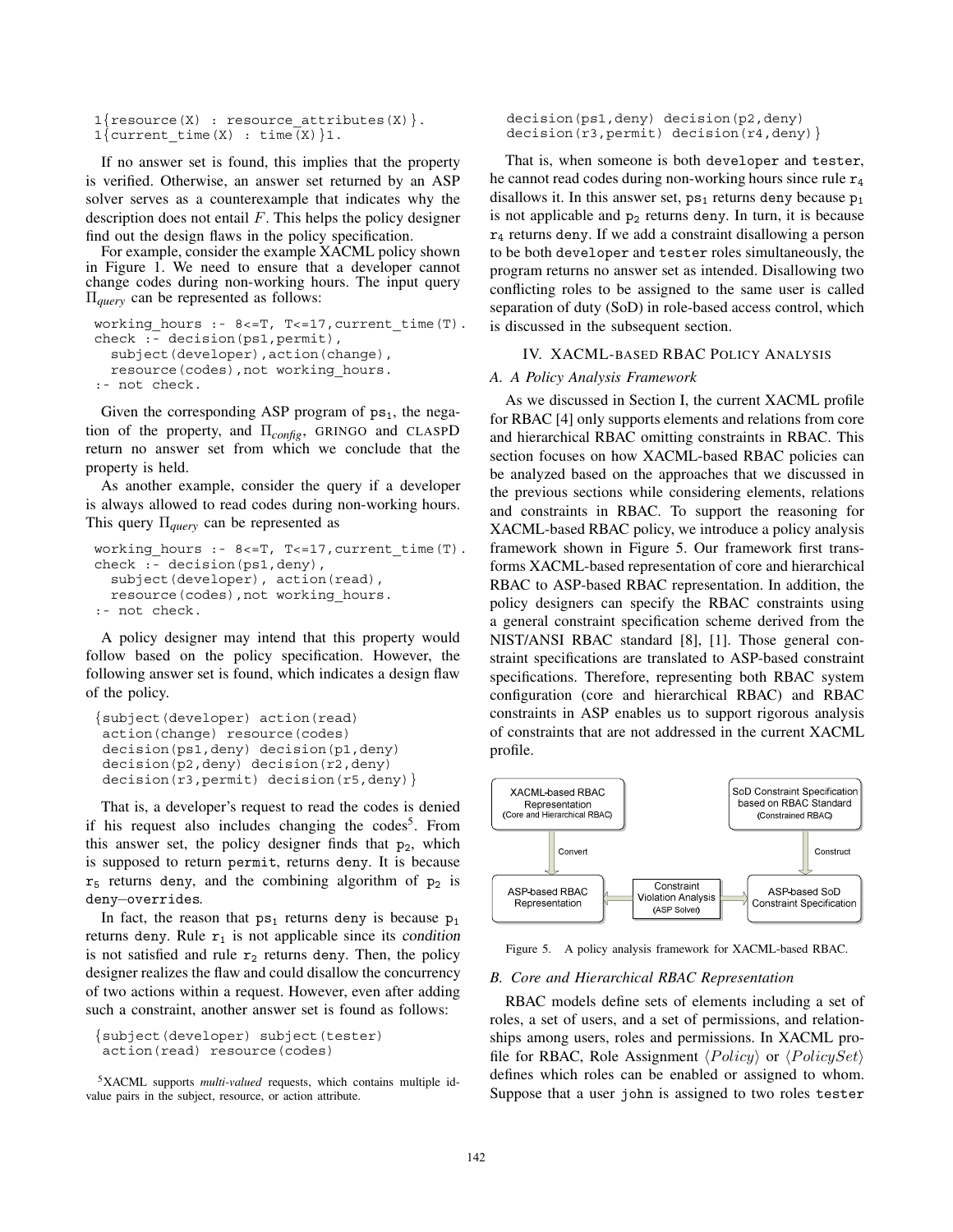```
1{resource(X) : resource_attributes(X)}.
1{current_time(X) : time(X)}1.
```

If no answer set is found, this implies that the property is verified. Otherwise, an answer set returned by an ASP solver serves as a counterexample that indicates why the description does not entail $F$. This helps the policy designer find out the design flaws in the policy specification.

For example, consider the example XACML policy shown in Figure 1. We need to ensure that a developer cannot change codes during non-working hours. The input query $\Pi_{query}$ can be represented as follows:

```
working_hours :- 8<=T, T<=17,current_time(T).
check :- decision(ps1,permit),
  subject(developer),action(change),
  resource(codes),not working_hours.
:- not check.
```

Given the corresponding ASP program of $\mathtt{ps_1}$, the negation of the property, and $\Pi_{config}$, GRINGO and CLASPD return no answer set from which we conclude that the property is held.

As another example, consider the query if a developer is always allowed to read codes during non-working hours. This query $\Pi_{query}$ can be represented as

```
working_hours :- 8<=T, T<=17,current_time(T).
check :- decision(ps1,deny),
  subject(developer), action(read),
  resource(codes),not working_hours.
:- not check.
```

A policy designer may intend that this property would follow based on the policy specification. However, the following answer set is found, which indicates a design flaw of the policy.

```
{subject(developer) action(read)
 action(change) resource(codes)
 decision(ps1,deny) decision(p1,deny)
 decision(p2,deny) decision(r2,deny)
 decision(r3,permit) decision(r5,deny)}
```

That is, a developer's request to read the codes is denied if his request also includes changing the codes[5]. From this answer set, the policy designer finds that $\mathtt{p_2}$, which is supposed to return permit, returns deny. It is because $\mathtt{r_5}$ returns deny, and the combining algorithm of $\mathtt{p_2}$ is deny–overrides.

In fact, the reason that $\mathtt{ps_1}$ returns deny is because $\mathtt{p_1}$ returns deny. Rule $\mathtt{r_1}$ is not applicable since its *condition* is not satisfied and rule $\mathtt{r_2}$ returns deny. Then, the policy designer realizes the flaw and could disallow the concurrency of two actions within a request. However, even after adding such a constraint, another answer set is found as follows:

```
{subject(developer) subject(tester)
 action(read) resource(codes)
 decision(ps1,deny) decision(p2,deny)
 decision(r3,permit) decision(r4,deny)}
```

That is, when someone is both developer and tester, he cannot read codes during non-working hours since rule $\mathtt{r_4}$ disallows it. In this answer set, $\mathtt{ps_1}$ returns deny because $\mathtt{p_1}$ is not applicable and $\mathtt{p_2}$ returns deny. In turn, it is because $\mathtt{r_4}$ returns deny. If we add a constraint disallowing a person to be both developer and tester roles simultaneously, the program returns no answer set as intended. Disallowing two conflicting roles to be assigned to the same user is called separation of duty (SoD) in role-based access control, which is discussed in the subsequent section.

[5] XACML supports *multi-valued* requests, which contains multiple id-value pairs in the subject, resource, or action attribute.

## IV. XACML-based RBAC Policy Analysis

### A. A Policy Analysis Framework

As we discussed in Section I, the current XACML profile for RBAC [4] only supports elements and relations from core and hierarchical RBAC omitting constraints in RBAC. This section focuses on how XACML-based RBAC policies can be analyzed based on the approaches that we discussed in the previous sections while considering elements, relations and constraints in RBAC. To support the reasoning for XACML-based RBAC policy, we introduce a policy analysis framework shown in Figure 5. Our framework first transforms XACML-based representation of core and hierarchical RBAC to ASP-based RBAC representation. In addition, the policy designers can specify the RBAC constraints using a general constraint specification scheme derived from the NIST/ANSI RBAC standard [8], [1]. Those general constraint specifications are translated to ASP-based constraint specifications. Therefore, representing both RBAC system configuration (core and hierarchical RBAC) and RBAC constraints in ASP enables us to support rigorous analysis of constraints that are not addressed in the current XACML profile.

XACML-based RBAC Representation (Core and Hierarchical RBAC) → Convert → ASP-based RBAC Representation

SoD Constraint Specification based on RBAC Standard (Constrained RBAC) → Construct → ASP-based SoD Constraint Specification

Constraint Violation Analysis (ASP Solver)

Figure 5. A policy analysis framework for XACML-based RBAC.

### B. Core and Hierarchical RBAC Representation

RBAC models define sets of elements including a set of roles, a set of users, and a set of permissions, and relationships among users, roles and permissions. In XACML profile for RBAC, Role Assignment $\langle Policy \rangle$ or $\langle PolicySet \rangle$ defines which roles can be enabled or assigned to whom. Suppose that a user john is assigned to two roles tester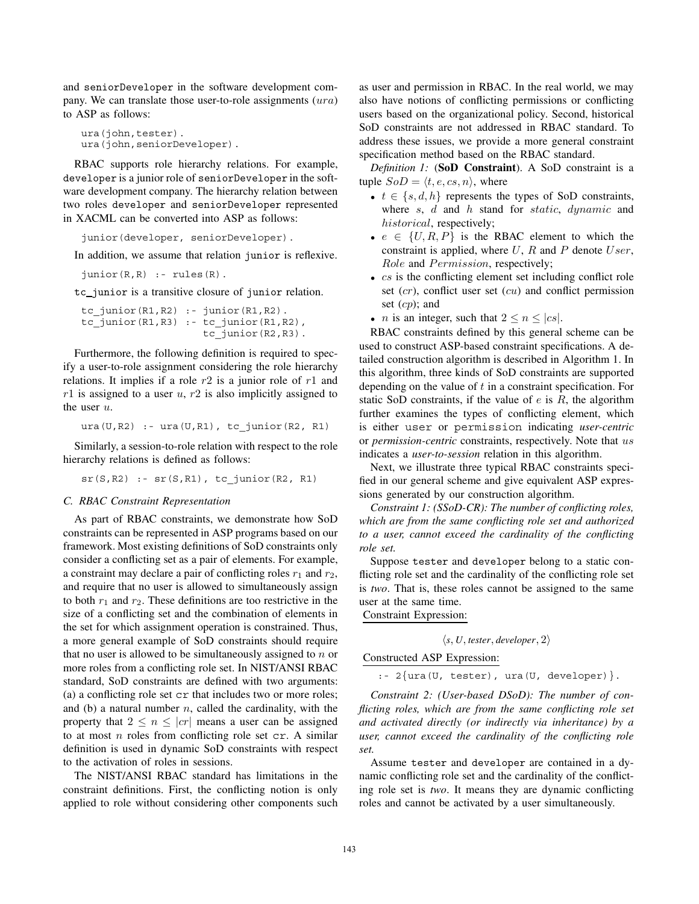and seniorDeveloper in the software development company. We can translate those user-to-role assignments ($ura$) to ASP as follows:

```
ura(john,tester).
ura(john,seniorDeveloper).
```

RBAC supports role hierarchy relations. For example, developer is a junior role of seniorDeveloper in the software development company. The hierarchy relation between two roles developer and seniorDeveloper represented in XACML can be converted into ASP as follows:

```
junior(developer, seniorDeveloper).
```

In addition, we assume that relation junior is reflexive.

```
junior(R,R) :- rules(R).
```

tc_junior is a transitive closure of junior relation.

```
tc_junior(R1,R2) :- junior(R1,R2).
tc_junior(R1,R3) :- tc_junior(R1,R2),
                    tc_junior(R2,R3).
```

Furthermore, the following definition is required to specify a user-to-role assignment considering the role hierarchy relations. It implies if a role $r2$ is a junior role of $r1$ and $r1$ is assigned to a user $u$, $r2$ is also implicitly assigned to the user $u$.

```
ura(U,R2) :- ura(U,R1), tc_junior(R2, R1)
```

Similarly, a session-to-role relation with respect to the role hierarchy relations is defined as follows:

```
sr(S,R2) :- sr(S,R1), tc_junior(R2, R1)
```

### C. RBAC Constraint Representation

As part of RBAC constraints, we demonstrate how SoD constraints can be represented in ASP programs based on our framework. Most existing definitions of SoD constraints only consider a conflicting set as a pair of elements. For example, a constraint may declare a pair of conflicting roles $r_1$ and $r_2$, and require that no user is allowed to simultaneously assign to both $r_1$ and $r_2$. These definitions are too restrictive in the size of a conflicting set and the combination of elements in the set for which assignment operation is constrained. Thus, a more general example of SoD constraints should require that no user is allowed to be simultaneously assigned to $n$ or more roles from a conflicting role set. In NIST/ANSI RBAC standard, SoD constraints are defined with two arguments: (a) a conflicting role set cr that includes two or more roles; and (b) a natural number $n$, called the cardinality, with the property that $2 \leq n \leq |cr|$ means a user can be assigned to at most $n$ roles from conflicting role set cr. A similar definition is used in dynamic SoD constraints with respect to the activation of roles in sessions.

The NIST/ANSI RBAC standard has limitations in the constraint definitions. First, the conflicting notion is only applied to role without considering other components such as user and permission in RBAC. In the real world, we may also have notions of conflicting permissions or conflicting users based on the organizational policy. Second, historical SoD constraints are not addressed in RBAC standard. To address these issues, we provide a more general constraint specification method based on the RBAC standard.

*Definition 1:* (**SoD Constraint**). A SoD constraint is a tuple $SoD = \langle t, e, cs, n \rangle$, where

- $t \in \{s, d, h\}$ represents the types of SoD constraints, where $s$, $d$ and $h$ stand for $static$, $dynamic$ and $historical$, respectively;
- $e \in \{U, R, P\}$ is the RBAC element to which the constraint is applied, where $U$, $R$ and $P$ denote $User$, $Role$ and $Permission$, respectively;
- $cs$ is the conflicting element set including conflict role set ($cr$), conflict user set ($cu$) and conflict permission set ($cp$); and
- $n$ is an integer, such that $2 \leq n \leq |cs|$.

RBAC constraints defined by this general scheme can be used to construct ASP-based constraint specifications. A detailed construction algorithm is described in Algorithm 1. In this algorithm, three kinds of SoD constraints are supported depending on the value of $t$ in a constraint specification. For static SoD constraints, if the value of $e$ is $R$, the algorithm further examines the types of conflicting element, which is either user or permission indicating *user-centric* or *permission-centric* constraints, respectively. Note that $us$ indicates a *user-to-session* relation in this algorithm.

Next, we illustrate three typical RBAC constraints specified in our general scheme and give equivalent ASP expressions generated by our construction algorithm.

*Constraint 1: (SSoD-CR): The number of conflicting roles, which are from the same conflicting role set and authorized to a user, cannot exceed the cardinality of the conflicting role set.*

Suppose tester and developer belong to a static conflicting role set and the cardinality of the conflicting role set is *two*. That is, these roles cannot be assigned to the same user at the same time.

Constraint Expression:

$$\langle s, U, tester, developer, 2 \rangle$$

Constructed ASP Expression:

```
:- 2{ura(U, tester), ura(U, developer)}.
```

*Constraint 2: (User-based DSoD): The number of conflicting roles, which are from the same conflicting role set and activated directly (or indirectly via inheritance) by a user, cannot exceed the cardinality of the conflicting role set.*

Assume tester and developer are contained in a dynamic conflicting role set and the cardinality of the conflicting role set is *two*. It means they are dynamic conflicting roles and cannot be activated by a user simultaneously.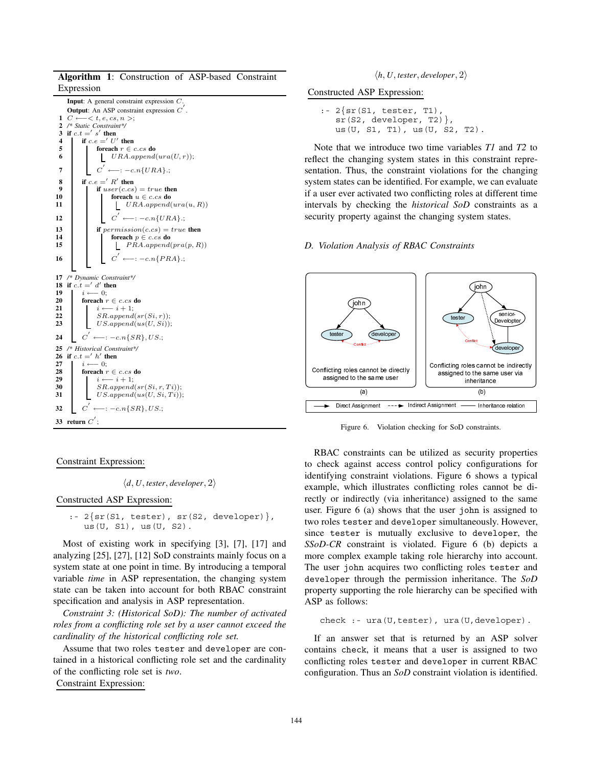**Algorithm 1**: Construction of ASP-based Constraint Expression

```
Input: A general constraint expression C.
Output: An ASP constraint expression C'.
1  C ⟵ < t, e, cs, n >;
2  /* Static Constraint*/
3  if c.t =' s' then
4      if c.e =' U' then
5          foreach r ∈ c.cs do
6              URA.append(ura(U, r));
7          C' ⟵: −c.n{URA}.;
8      if c.e =' R' then
9          if user(c.cs) = true then
10             foreach u ∈ c.cs do
11                 URA.append(ura(u, R))
12             C' ⟵: −c.n{URA}.;
13         if permission(c.cs) = true then
14             foreach p ∈ c.cs do
15                 PRA.append(pra(p, R))
16             C' ⟵: −c.n{PRA}.;
17 /* Dynamic Constraint*/
18 if c.t =' d' then
19     i ⟵ 0;
20     foreach r ∈ c.cs do
21         i ⟵ i + 1;
22         SR.append(sr(Si, r));
23         US.append(us(U, Si));
24     C' ⟵: −c.n{SR}, US.;
25 /* Historical Constraint*/
26 if c.t =' h' then
27     i ⟵ 0;
28     foreach r ∈ c.cs do
29         i ⟵ i + 1;
30         SR.append(sr(Si, r, Ti));
31         US.append(us(U, Si, Ti));
32     C' ⟵: −c.n{SR}, US.;
33 return C';
```

Constraint Expression:

$$\langle d, U, tester, developer, 2\rangle$$

Constructed ASP Expression:

```
:- 2{sr(S1, tester), sr(S2, developer)},
   us(U, S1), us(U, S2).
```

Most of existing work in specifying [3], [7], [17] and analyzing [25], [27], [12] SoD constraints mainly focus on a system state at one point in time. By introducing a temporal variable *time* in ASP representation, the changing system state can be taken into account for both RBAC constraint specification and analysis in ASP representation.

*Constraint 3: (Historical SoD): The number of activated roles from a conflicting role set by a user cannot exceed the cardinality of the historical conflicting role set.*

Assume that two roles `tester` and `developer` are contained in a historical conflicting role set and the cardinality of the conflicting role set is *two*.

Constraint Expression:

$$\langle h, U, tester, developer, 2\rangle$$

Constructed ASP Expression:

```
:- 2{sr(S1, tester, T1),
   sr(S2, developer, T2)},
   us(U, S1, T1), us(U, S2, T2).
```

Note that we introduce two time variables *T1* and *T2* to reflect the changing system states in this constraint representation. Thus, the constraint violations for the changing system states can be identified. For example, we can evaluate if a user ever activated two conflicting roles at different time intervals by checking the *historical SoD* constraints as a security property against the changing system states.

### D. Violation Analysis of RBAC Constraints

Figure 6. Violation checking for SoD constraints.

RBAC constraints can be utilized as security properties to check against access control policy configurations for identifying constraint violations. Figure 6 shows a typical example, which illustrates conflicting roles cannot be directly or indirectly (via inheritance) assigned to the same user. Figure 6 (a) shows that the user `john` is assigned to two roles `tester` and `developer` simultaneously. However, since `tester` is mutually exclusive to `developer`, the *SSoD-CR* constraint is violated. Figure 6 (b) depicts a more complex example taking role hierarchy into account. The user `john` acquires two conflicting roles `tester` and `developer` through the permission inheritance. The *SoD* property supporting the role hierarchy can be specified with ASP as follows:

```
check :- ura(U,tester), ura(U,developer).
```

If an answer set that is returned by an ASP solver contains `check`, it means that a user is assigned to two conflicting roles `tester` and `developer` in current RBAC configuration. Thus an *SoD* constraint violation is identified.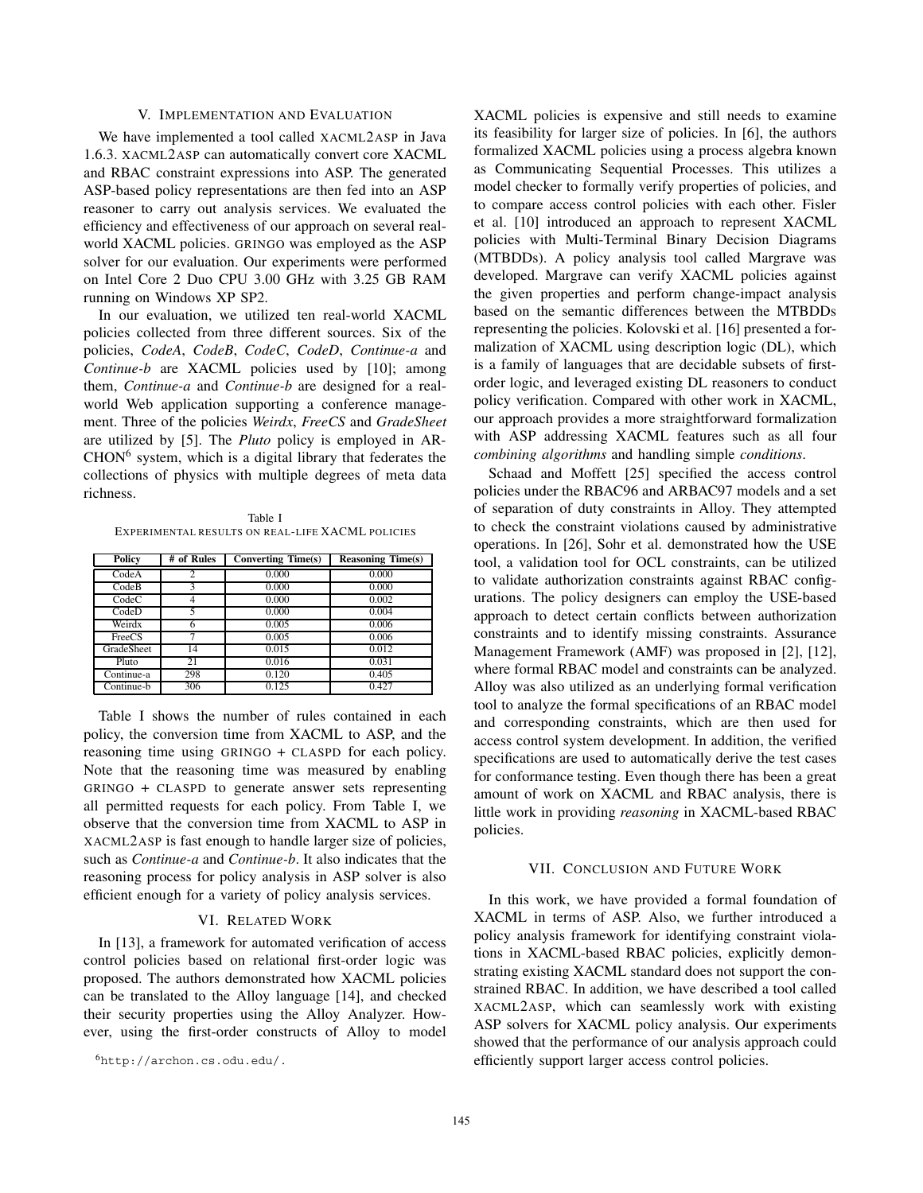## V. Implementation and Evaluation

We have implemented a tool called XACML2ASP in Java 1.6.3. XACML2ASP can automatically convert core XACML and RBAC constraint expressions into ASP. The generated ASP-based policy representations are then fed into an ASP reasoner to carry out analysis services. We evaluated the efficiency and effectiveness of our approach on several real-world XACML policies. GRINGO was employed as the ASP solver for our evaluation. Our experiments were performed on Intel Core 2 Duo CPU 3.00 GHz with 3.25 GB RAM running on Windows XP SP2.

In our evaluation, we utilized ten real-world XACML policies collected from three different sources. Six of the policies, *CodeA*, *CodeB*, *CodeC*, *CodeD*, *Continue-a* and *Continue-b* are XACML policies used by [10]; among them, *Continue-a* and *Continue-b* are designed for a real-world Web application supporting a conference management. Three of the policies *Weirdx*, *FreeCS* and *GradeSheet* are utilized by [5]. The *Pluto* policy is employed in ARCHON[6] system, which is a digital library that federates the collections of physics with multiple degrees of meta data richness.

Table I
Experimental results on real-life XACML policies

| Policy | # of Rules | Converting Time(s) | Reasoning Time(s) |
|---|---|---|---|
| CodeA | 2 | 0.000 | 0.000 |
| CodeB | 3 | 0.000 | 0.000 |
| CodeC | 4 | 0.000 | 0.002 |
| CodeD | 5 | 0.000 | 0.004 |
| Weirdx | 6 | 0.005 | 0.006 |
| FreeCS | 7 | 0.005 | 0.006 |
| GradeSheet | 14 | 0.015 | 0.012 |
| Pluto | 21 | 0.016 | 0.031 |
| Continue-a | 298 | 0.120 | 0.405 |
| Continue-b | 306 | 0.125 | 0.427 |

Table I shows the number of rules contained in each policy, the conversion time from XACML to ASP, and the reasoning time using GRINGO + CLASPD for each policy. Note that the reasoning time was measured by enabling GRINGO + CLASPD to generate answer sets representing all permitted requests for each policy. From Table I, we observe that the conversion time from XACML to ASP in XACML2ASP is fast enough to handle larger size of policies, such as *Continue-a* and *Continue-b*. It also indicates that the reasoning process for policy analysis in ASP solver is also efficient enough for a variety of policy analysis services.

## VI. Related Work

In [13], a framework for automated verification of access control policies based on relational first-order logic was proposed. The authors demonstrated how XACML policies can be translated to the Alloy language [14], and checked their security properties using the Alloy Analyzer. However, using the first-order constructs of Alloy to model XACML policies is expensive and still needs to examine its feasibility for larger size of policies. In [6], the authors formalized XACML policies using a process algebra known as Communicating Sequential Processes. This utilizes a model checker to formally verify properties of policies, and to compare access control policies with each other. Fisler et al. [10] introduced an approach to represent XACML policies with Multi-Terminal Binary Decision Diagrams (MTBDDs). A policy analysis tool called Margrave was developed. Margrave can verify XACML policies against the given properties and perform change-impact analysis based on the semantic differences between the MTBDDs representing the policies. Kolovski et al. [16] presented a formalization of XACML using description logic (DL), which is a family of languages that are decidable subsets of first-order logic, and leveraged existing DL reasoners to conduct policy verification. Compared with other work in XACML, our approach provides a more straightforward formalization with ASP addressing XACML features such as all four *combining algorithms* and handling simple *conditions*.

Schaad and Moffett [25] specified the access control policies under the RBAC96 and ARBAC97 models and a set of separation of duty constraints in Alloy. They attempted to check the constraint violations caused by administrative operations. In [26], Sohr et al. demonstrated how the USE tool, a validation tool for OCL constraints, can be utilized to validate authorization constraints against RBAC configurations. The policy designers can employ the USE-based approach to detect certain conflicts between authorization constraints and to identify missing constraints. Assurance Management Framework (AMF) was proposed in [2], [12], where formal RBAC model and constraints can be analyzed. Alloy was also utilized as an underlying formal verification tool to analyze the formal specifications of an RBAC model and corresponding constraints, which are then used for access control system development. In addition, the verified specifications are used to automatically derive the test cases for conformance testing. Even though there has been a great amount of work on XACML and RBAC analysis, there is little work in providing *reasoning* in XACML-based RBAC policies.

## VII. Conclusion and Future Work

In this work, we have provided a formal foundation of XACML in terms of ASP. Also, we further introduced a policy analysis framework for identifying constraint violations in XACML-based RBAC policies, explicitly demonstrating existing XACML standard does not support the constrained RBAC. In addition, we have described a tool called XACML2ASP, which can seamlessly work with existing ASP solvers for XACML policy analysis. Our experiments showed that the performance of our analysis approach could efficiently support larger access control policies.

[6] http://archon.cs.odu.edu/.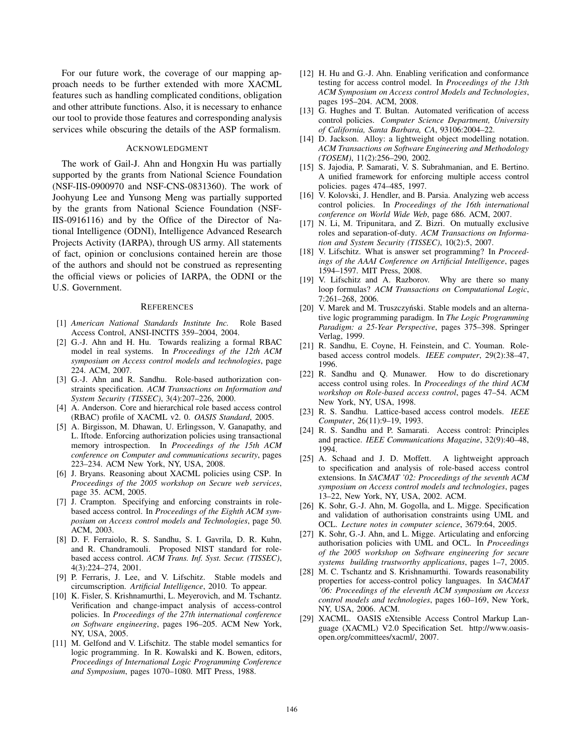For our future work, the coverage of our mapping approach needs to be further extended with more XACML features such as handling complicated conditions, obligation and other attribute functions. Also, it is necessary to enhance our tool to provide those features and corresponding analysis services while obscuring the details of the ASP formalism.

## ACKNOWLEDGMENT

The work of Gail-J. Ahn and Hongxin Hu was partially supported by the grants from National Science Foundation (NSF-IIS-0900970 and NSF-CNS-0831360). The work of Joohyung Lee and Yunsong Meng was partially supported by the grants from National Science Foundation (NSF-IIS-0916116) and by the Office of the Director of National Intelligence (ODNI), Intelligence Advanced Research Projects Activity (IARPA), through US army. All statements of fact, opinion or conclusions contained herein are those of the authors and should not be construed as representing the official views or policies of IARPA, the ODNI or the U.S. Government.

## REFERENCES

[1] *American National Standards Institute Inc.* Role Based Access Control, ANSI-INCITS 359–2004, 2004.

[2] G.-J. Ahn and H. Hu. Towards realizing a formal RBAC model in real systems. In *Proceedings of the 12th ACM symposium on Access control models and technologies*, page 224. ACM, 2007.

[3] G.-J. Ahn and R. Sandhu. Role-based authorization constraints specification. *ACM Transactions on Information and System Security (TISSEC)*, 3(4):207–226, 2000.

[4] A. Anderson. Core and hierarchical role based access control (RBAC) profile of XACML v2. 0. *OASIS Standard*, 2005.

[5] A. Birgisson, M. Dhawan, U. Erlingsson, V. Ganapathy, and L. Iftode. Enforcing authorization policies using transactional memory introspection. In *Proceedings of the 15th ACM conference on Computer and communications security*, pages 223–234. ACM New York, NY, USA, 2008.

[6] J. Bryans. Reasoning about XACML policies using CSP. In *Proceedings of the 2005 workshop on Secure web services*, page 35. ACM, 2005.

[7] J. Crampton. Specifying and enforcing constraints in role-based access control. In *Proceedings of the Eighth ACM symposium on Access control models and Technologies*, page 50. ACM, 2003.

[8] D. F. Ferraiolo, R. S. Sandhu, S. I. Gavrila, D. R. Kuhn, and R. Chandramouli. Proposed NIST standard for role-based access control. *ACM Trans. Inf. Syst. Secur. (TISSEC)*, 4(3):224–274, 2001.

[9] P. Ferraris, J. Lee, and V. Lifschitz. Stable models and circumscription. *Artificial Intelligence*, 2010. To appear.

[10] K. Fisler, S. Krishnamurthi, L. Meyerovich, and M. Tschantz. Verification and change-impact analysis of access-control policies. In *Proceedings of the 27th international conference on Software engineering*, pages 196–205. ACM New York, NY, USA, 2005.

[11] M. Gelfond and V. Lifschitz. The stable model semantics for logic programming. In R. Kowalski and K. Bowen, editors, *Proceedings of International Logic Programming Conference and Symposium*, pages 1070–1080. MIT Press, 1988.

[12] H. Hu and G.-J. Ahn. Enabling verification and conformance testing for access control model. In *Proceedings of the 13th ACM Symposium on Access control Models and Technologies*, pages 195–204. ACM, 2008.

[13] G. Hughes and T. Bultan. Automated verification of access control policies. *Computer Science Department, University of California, Santa Barbara, CA*, 93106:2004–22.

[14] D. Jackson. Alloy: a lightweight object modelling notation. *ACM Transactions on Software Engineering and Methodology (TOSEM)*, 11(2):256–290, 2002.

[15] S. Jajodia, P. Samarati, V. S. Subrahmanian, and E. Bertino. A unified framework for enforcing multiple access control policies. pages 474–485, 1997.

[16] V. Kolovski, J. Hendler, and B. Parsia. Analyzing web access control policies. In *Proceedings of the 16th international conference on World Wide Web*, page 686. ACM, 2007.

[17] N. Li, M. Tripunitara, and Z. Bizri. On mutually exclusive roles and separation-of-duty. *ACM Transactions on Information and System Security (TISSEC)*, 10(2):5, 2007.

[18] V. Lifschitz. What is answer set programming? In *Proceedings of the AAAI Conference on Artificial Intelligence*, pages 1594–1597. MIT Press, 2008.

[19] V. Lifschitz and A. Razborov. Why are there so many loop formulas? *ACM Transactions on Computational Logic*, 7:261–268, 2006.

[20] V. Marek and M. Truszczyński. Stable models and an alternative logic programming paradigm. In *The Logic Programming Paradigm: a 25-Year Perspective*, pages 375–398. Springer Verlag, 1999.

[21] R. Sandhu, E. Coyne, H. Feinstein, and C. Youman. Role-based access control models. *IEEE computer*, 29(2):38–47, 1996.

[22] R. Sandhu and Q. Munawer. How to do discretionary access control using roles. In *Proceedings of the third ACM workshop on Role-based access control*, pages 47–54. ACM New York, NY, USA, 1998.

[23] R. S. Sandhu. Lattice-based access control models. *IEEE Computer*, 26(11):9–19, 1993.

[24] R. S. Sandhu and P. Samarati. Access control: Principles and practice. *IEEE Communications Magazine*, 32(9):40–48, 1994.

[25] A. Schaad and J. D. Moffett. A lightweight approach to specification and analysis of role-based access control extensions. In *SACMAT '02: Proceedings of the seventh ACM symposium on Access control models and technologies*, pages 13–22, New York, NY, USA, 2002. ACM.

[26] K. Sohr, G.-J. Ahn, M. Gogolla, and L. Migge. Specification and validation of authorisation constraints using UML and OCL. *Lecture notes in computer science*, 3679:64, 2005.

[27] K. Sohr, G.-J. Ahn, and L. Migge. Articulating and enforcing authorisation policies with UML and OCL. In *Proceedings of the 2005 workshop on Software engineering for secure systems building trustworthy applications*, pages 1–7, 2005.

[28] M. C. Tschantz and S. Krishnamurthi. Towards reasonability properties for access-control policy languages. In *SACMAT '06: Proceedings of the eleventh ACM symposium on Access control models and technologies*, pages 160–169, New York, NY, USA, 2006. ACM.

[29] XACML. OASIS eXtensible Access Control Markup Language (XACML) V2.0 Specification Set. http://www.oasis-open.org/committees/xacml/, 2007.